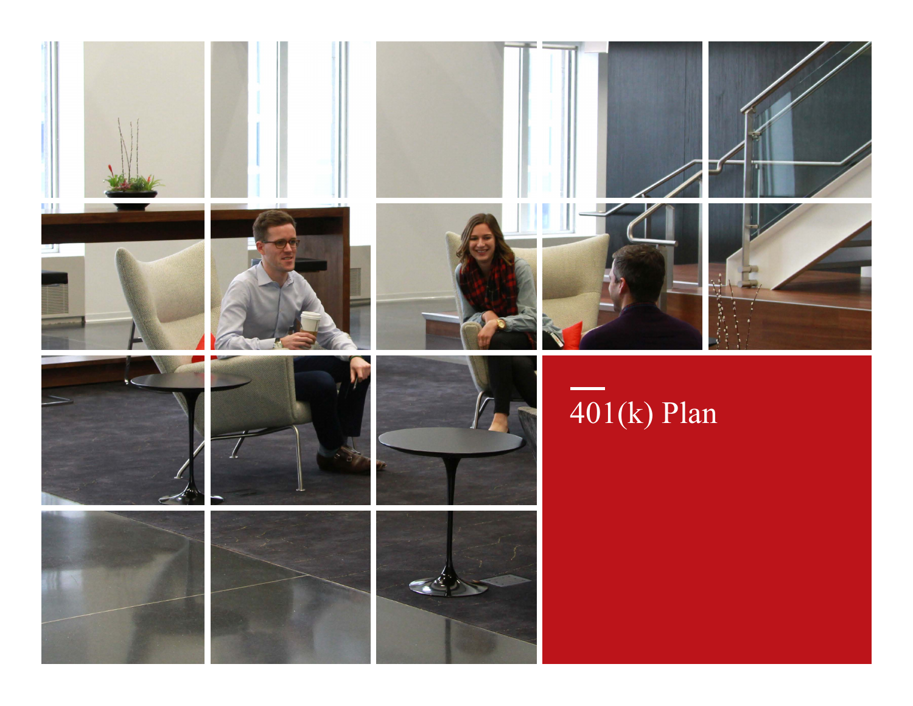# 401(k) Plan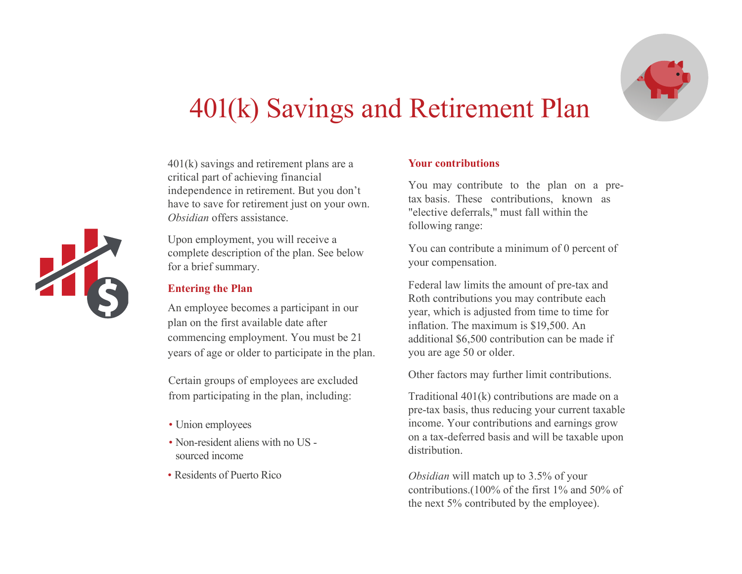# 401(k) Savings and Retirement Plan

401(k) savings and retirement plans are a critical part of achieving financial independence in retirement. But you don't have to save for retirement just on your own. *Obsidian* offers assistance.

Upon employment, you will receive a complete description of the plan. See below for a brief summary.

### Entering the Plan

An employee becomes a participant in our plan on the first available date after commencing employment. You must be 21 years of age or older to participate in the plan.

Certain groups of employees are excluded from participating in the plan, including:

- Union employees
- Non-resident aliens with no US - sourced income
- Residents of Puerto Rico

### Your contributions

You may contribute to the plan on a pre-tax basis. These contributions, known as "elective deferrals," must fall within the following range:

You can contribute a minimum of 0 percent of your compensation.

Federal law limits the amount of pre-tax and Roth contributions you may contribute each year, which is adjusted from time to time for inflation. The maximum is $19,500. An additional $6,500 contribution can be made if you are age 50 or older.

Other factors may further limit contributions.

Traditional 401(k) contributions are made on a pre-tax basis, thus reducing your current taxable income. Your contributions and earnings grow on a tax-deferred basis and will be taxable upon distribution.

*Obsidian* will match up to 3.5% of your contributions.(100% of the first 1% and 50% of the next 5% contributed by the employee).